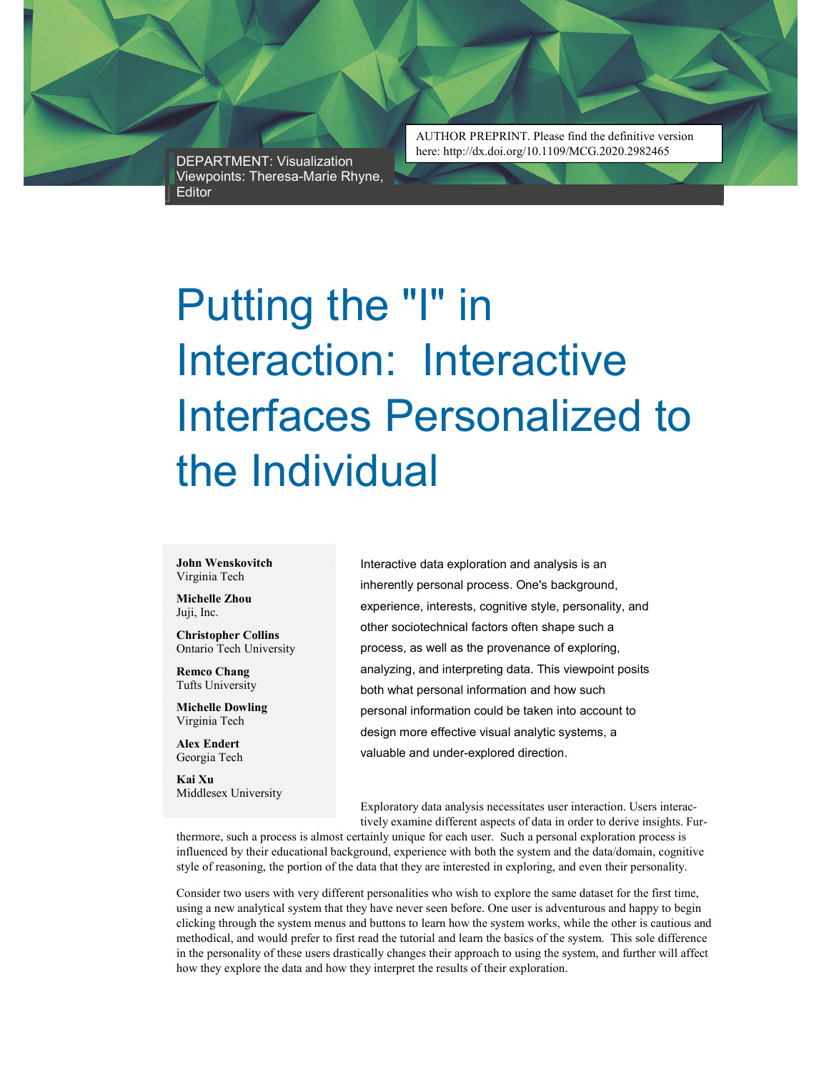AUTHOR PREPRINT. Please find the definitive version here: http://dx.doi.org/10.1109/MCG.2020.2982465

DEPARTMENT: Visualization Viewpoints: Theresa-Marie Rhyne, Editor

# Putting the "I" in Interaction: Interactive Interfaces Personalized to the Individual

**John Wenskovitch**
Virginia Tech

**Michelle Zhou**
Juji, Inc.

**Christopher Collins**
Ontario Tech University

**Remco Chang**
Tufts University

**Michelle Dowling**
Virginia Tech

**Alex Endert**
Georgia Tech

**Kai Xu**
Middlesex University

Interactive data exploration and analysis is an inherently personal process. One's background, experience, interests, cognitive style, personality, and other sociotechnical factors often shape such a process, as well as the provenance of exploring, analyzing, and interpreting data. This viewpoint posits both what personal information and how such personal information could be taken into account to design more effective visual analytic systems, a valuable and under-explored direction.

Exploratory data analysis necessitates user interaction. Users interactively examine different aspects of data in order to derive insights. Furthermore, such a process is almost certainly unique for each user. Such a personal exploration process is influenced by their educational background, experience with both the system and the data/domain, cognitive style of reasoning, the portion of the data that they are interested in exploring, and even their personality.

Consider two users with very different personalities who wish to explore the same dataset for the first time, using a new analytical system that they have never seen before. One user is adventurous and happy to begin clicking through the system menus and buttons to learn how the system works, while the other is cautious and methodical, and would prefer to first read the tutorial and learn the basics of the system. This sole difference in the personality of these users drastically changes their approach to using the system, and further will affect how they explore the data and how they interpret the results of their exploration.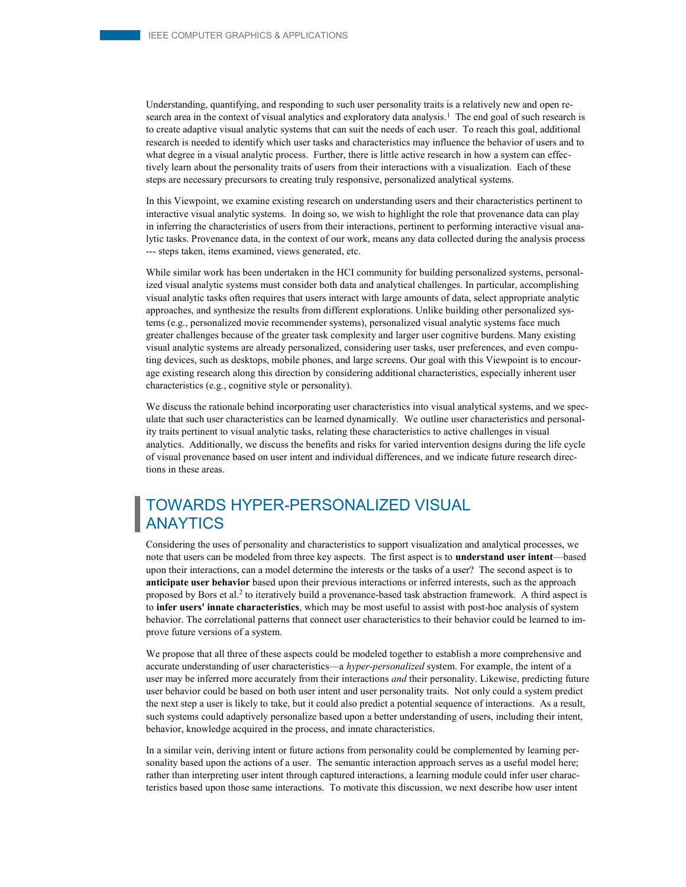Understanding, quantifying, and responding to such user personality traits is a relatively new and open research area in the context of visual analytics and exploratory data analysis.[1] The end goal of such research is to create adaptive visual analytic systems that can suit the needs of each user. To reach this goal, additional research is needed to identify which user tasks and characteristics may influence the behavior of users and to what degree in a visual analytic process. Further, there is little active research in how a system can effectively learn about the personality traits of users from their interactions with a visualization. Each of these steps are necessary precursors to creating truly responsive, personalized analytical systems.

In this Viewpoint, we examine existing research on understanding users and their characteristics pertinent to interactive visual analytic systems. In doing so, we wish to highlight the role that provenance data can play in inferring the characteristics of users from their interactions, pertinent to performing interactive visual analytic tasks. Provenance data, in the context of our work, means any data collected during the analysis process --- steps taken, items examined, views generated, etc.

While similar work has been undertaken in the HCI community for building personalized systems, personalized visual analytic systems must consider both data and analytical challenges. In particular, accomplishing visual analytic tasks often requires that users interact with large amounts of data, select appropriate analytic approaches, and synthesize the results from different explorations. Unlike building other personalized systems (e.g., personalized movie recommender systems), personalized visual analytic systems face much greater challenges because of the greater task complexity and larger user cognitive burdens. Many existing visual analytic systems are already personalized, considering user tasks, user preferences, and even computing devices, such as desktops, mobile phones, and large screens. Our goal with this Viewpoint is to encourage existing research along this direction by considering additional characteristics, especially inherent user characteristics (e.g., cognitive style or personality).

We discuss the rationale behind incorporating user characteristics into visual analytical systems, and we speculate that such user characteristics can be learned dynamically. We outline user characteristics and personality traits pertinent to visual analytic tasks, relating these characteristics to active challenges in visual analytics. Additionally, we discuss the benefits and risks for varied intervention designs during the life cycle of visual provenance based on user intent and individual differences, and we indicate future research directions in these areas.

# TOWARDS HYPER-PERSONALIZED VISUAL ANAYTICS

Considering the uses of personality and characteristics to support visualization and analytical processes, we note that users can be modeled from three key aspects. The first aspect is to **understand user intent**—based upon their interactions, can a model determine the interests or the tasks of a user? The second aspect is to **anticipate user behavior** based upon their previous interactions or inferred interests, such as the approach proposed by Bors et al.[2] to iteratively build a provenance-based task abstraction framework. A third aspect is to **infer users' innate characteristics**, which may be most useful to assist with post-hoc analysis of system behavior. The correlational patterns that connect user characteristics to their behavior could be learned to improve future versions of a system.

We propose that all three of these aspects could be modeled together to establish a more comprehensive and accurate understanding of user characteristics—a *hyper-personalized* system. For example, the intent of a user may be inferred more accurately from their interactions *and* their personality. Likewise, predicting future user behavior could be based on both user intent and user personality traits. Not only could a system predict the next step a user is likely to take, but it could also predict a potential sequence of interactions. As a result, such systems could adaptively personalize based upon a better understanding of users, including their intent, behavior, knowledge acquired in the process, and innate characteristics.

In a similar vein, deriving intent or future actions from personality could be complemented by learning personality based upon the actions of a user. The semantic interaction approach serves as a useful model here; rather than interpreting user intent through captured interactions, a learning module could infer user characteristics based upon those same interactions. To motivate this discussion, we next describe how user intent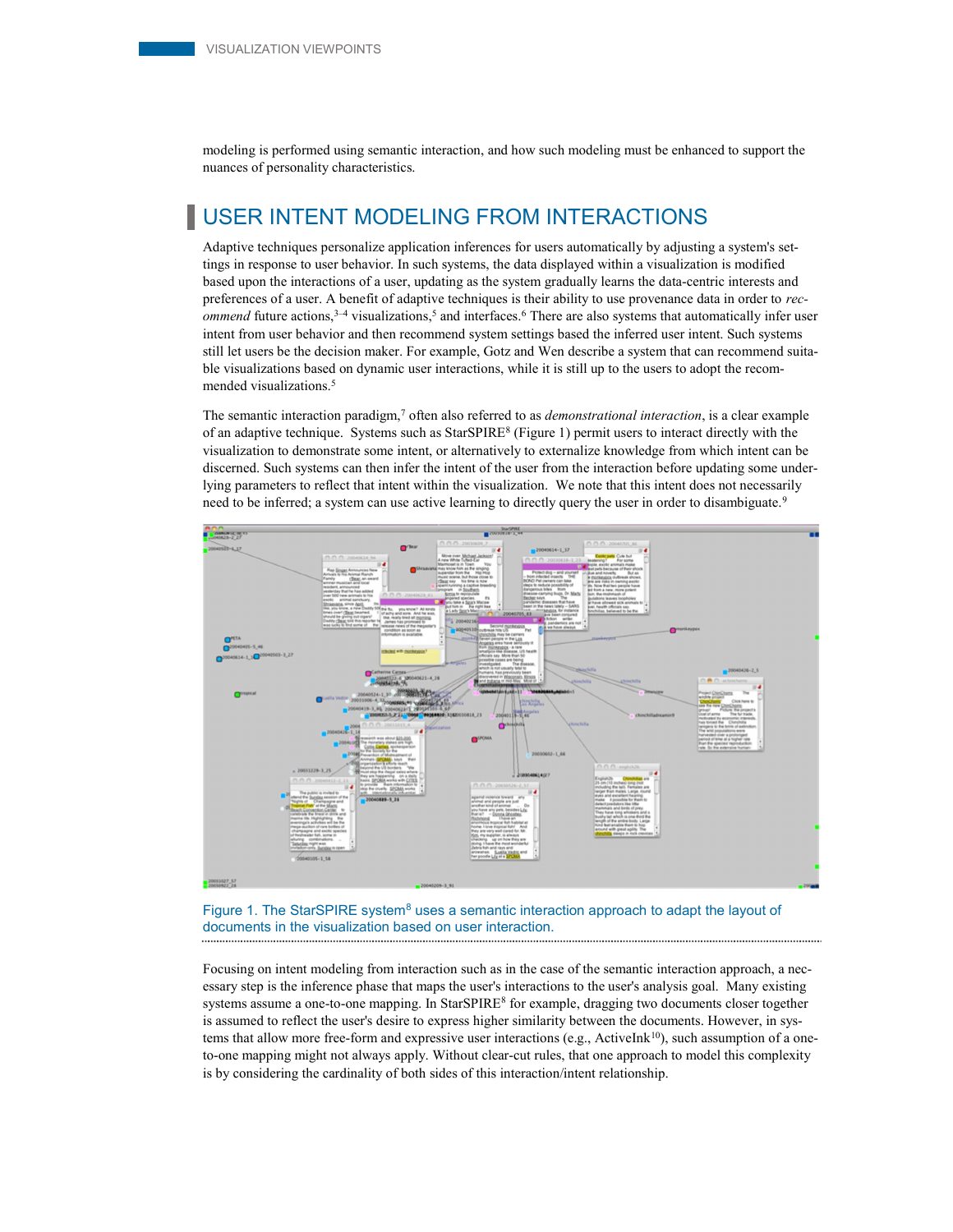modeling is performed using semantic interaction, and how such modeling must be enhanced to support the nuances of personality characteristics.

## USER INTENT MODELING FROM INTERACTIONS

Adaptive techniques personalize application inferences for users automatically by adjusting a system's settings in response to user behavior. In such systems, the data displayed within a visualization is modified based upon the interactions of a user, updating as the system gradually learns the data-centric interests and preferences of a user. A benefit of adaptive techniques is their ability to use provenance data in order to *recommend* future actions,[3–4] visualizations,[5] and interfaces.[6] There are also systems that automatically infer user intent from user behavior and then recommend system settings based the inferred user intent. Such systems still let users be the decision maker. For example, Gotz and Wen describe a system that can recommend suitable visualizations based on dynamic user interactions, while it is still up to the users to adopt the recommended visualizations.[5]

The semantic interaction paradigm,[7] often also referred to as *demonstrational interaction*, is a clear example of an adaptive technique. Systems such as StarSPIRE[8] (Figure 1) permit users to interact directly with the visualization to demonstrate some intent, or alternatively to externalize knowledge from which intent can be discerned. Such systems can then infer the intent of the user from the interaction before updating some underlying parameters to reflect that intent within the visualization. We note that this intent does not necessarily need to be inferred; a system can use active learning to directly query the user in order to disambiguate.[9]

Figure 1. The StarSPIRE system[8] uses a semantic interaction approach to adapt the layout of documents in the visualization based on user interaction.

Focusing on intent modeling from interaction such as in the case of the semantic interaction approach, a necessary step is the inference phase that maps the user's interactions to the user's analysis goal. Many existing systems assume a one-to-one mapping. In StarSPIRE[8] for example, dragging two documents closer together is assumed to reflect the user's desire to express higher similarity between the documents. However, in systems that allow more free-form and expressive user interactions (e.g., ActiveInk[10]), such assumption of a one-to-one mapping might not always apply. Without clear-cut rules, that one approach to model this complexity is by considering the cardinality of both sides of this interaction/intent relationship.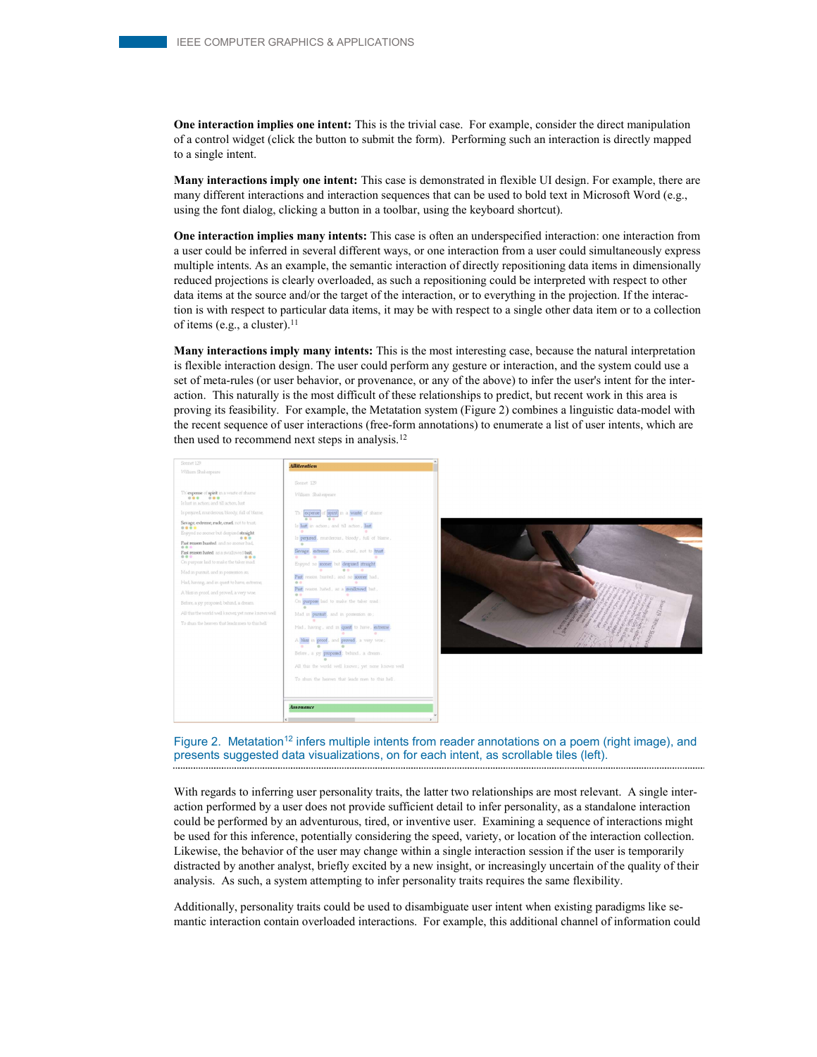**One interaction implies one intent:** This is the trivial case. For example, consider the direct manipulation of a control widget (click the button to submit the form). Performing such an interaction is directly mapped to a single intent.

**Many interactions imply one intent:** This case is demonstrated in flexible UI design. For example, there are many different interactions and interaction sequences that can be used to bold text in Microsoft Word (e.g., using the font dialog, clicking a button in a toolbar, using the keyboard shortcut).

**One interaction implies many intents:** This case is often an underspecified interaction: one interaction from a user could be inferred in several different ways, or one interaction from a user could simultaneously express multiple intents. As an example, the semantic interaction of directly repositioning data items in dimensionally reduced projections is clearly overloaded, as such a repositioning could be interpreted with respect to other data items at the source and/or the target of the interaction, or to everything in the projection. If the interaction is with respect to particular data items, it may be with respect to a single other data item or to a collection of items (e.g., a cluster).[11]

**Many interactions imply many intents:** This is the most interesting case, because the natural interpretation is flexible interaction design. The user could perform any gesture or interaction, and the system could use a set of meta-rules (or user behavior, or provenance, or any of the above) to infer the user's intent for the interaction. This naturally is the most difficult of these relationships to predict, but recent work in this area is proving its feasibility. For example, the Metatation system (Figure 2) combines a linguistic data-model with the recent sequence of user interactions (free-form annotations) to enumerate a list of user intents, which are then used to recommend next steps in analysis.[12]

Figure 2. Metatation[12] infers multiple intents from reader annotations on a poem (right image), and presents suggested data visualizations, on for each intent, as scrollable tiles (left).

With regards to inferring user personality traits, the latter two relationships are most relevant. A single interaction performed by a user does not provide sufficient detail to infer personality, as a standalone interaction could be performed by an adventurous, tired, or inventive user. Examining a sequence of interactions might be used for this inference, potentially considering the speed, variety, or location of the interaction collection. Likewise, the behavior of the user may change within a single interaction session if the user is temporarily distracted by another analyst, briefly excited by a new insight, or increasingly uncertain of the quality of their analysis. As such, a system attempting to infer personality traits requires the same flexibility.

Additionally, personality traits could be used to disambiguate user intent when existing paradigms like semantic interaction contain overloaded interactions. For example, this additional channel of information could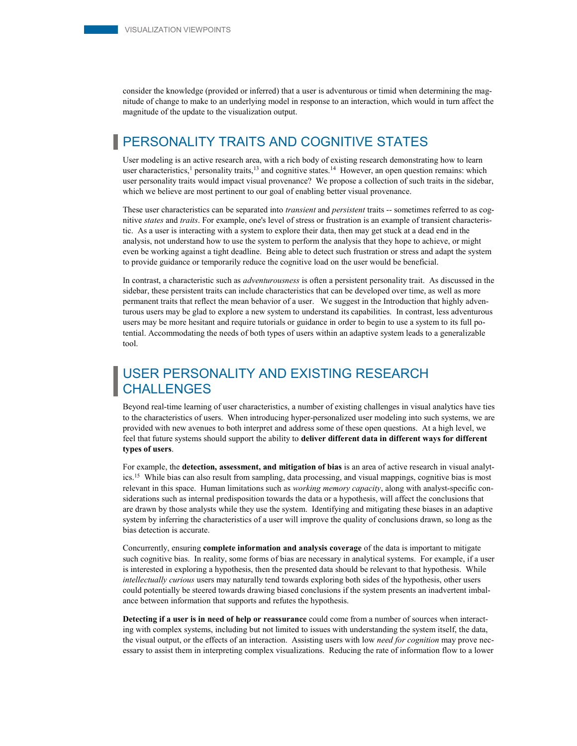consider the knowledge (provided or inferred) that a user is adventurous or timid when determining the magnitude of change to make to an underlying model in response to an interaction, which would in turn affect the magnitude of the update to the visualization output.

## PERSONALITY TRAITS AND COGNITIVE STATES

User modeling is an active research area, with a rich body of existing research demonstrating how to learn user characteristics,[1] personality traits,[13] and cognitive states.[14] However, an open question remains: which user personality traits would impact visual provenance? We propose a collection of such traits in the sidebar, which we believe are most pertinent to our goal of enabling better visual provenance.

These user characteristics can be separated into *transient* and *persistent* traits -- sometimes referred to as cognitive *states* and *traits*. For example, one's level of stress or frustration is an example of transient characteristic. As a user is interacting with a system to explore their data, then may get stuck at a dead end in the analysis, not understand how to use the system to perform the analysis that they hope to achieve, or might even be working against a tight deadline. Being able to detect such frustration or stress and adapt the system to provide guidance or temporarily reduce the cognitive load on the user would be beneficial.

In contrast, a characteristic such as *adventurousness* is often a persistent personality trait. As discussed in the sidebar, these persistent traits can include characteristics that can be developed over time, as well as more permanent traits that reflect the mean behavior of a user. We suggest in the Introduction that highly adventurous users may be glad to explore a new system to understand its capabilities. In contrast, less adventurous users may be more hesitant and require tutorials or guidance in order to begin to use a system to its full potential. Accommodating the needs of both types of users within an adaptive system leads to a generalizable tool.

## USER PERSONALITY AND EXISTING RESEARCH CHALLENGES

Beyond real-time learning of user characteristics, a number of existing challenges in visual analytics have ties to the characteristics of users. When introducing hyper-personalized user modeling into such systems, we are provided with new avenues to both interpret and address some of these open questions. At a high level, we feel that future systems should support the ability to **deliver different data in different ways for different types of users**.

For example, the **detection, assessment, and mitigation of bias** is an area of active research in visual analytics.[15] While bias can also result from sampling, data processing, and visual mappings, cognitive bias is most relevant in this space. Human limitations such as *working memory capacity*, along with analyst-specific considerations such as internal predisposition towards the data or a hypothesis, will affect the conclusions that are drawn by those analysts while they use the system. Identifying and mitigating these biases in an adaptive system by inferring the characteristics of a user will improve the quality of conclusions drawn, so long as the bias detection is accurate.

Concurrently, ensuring **complete information and analysis coverage** of the data is important to mitigate such cognitive bias. In reality, some forms of bias are necessary in analytical systems. For example, if a user is interested in exploring a hypothesis, then the presented data should be relevant to that hypothesis. While *intellectually curious* users may naturally tend towards exploring both sides of the hypothesis, other users could potentially be steered towards drawing biased conclusions if the system presents an inadvertent imbalance between information that supports and refutes the hypothesis.

**Detecting if a user is in need of help or reassurance** could come from a number of sources when interacting with complex systems, including but not limited to issues with understanding the system itself, the data, the visual output, or the effects of an interaction. Assisting users with low *need for cognition* may prove necessary to assist them in interpreting complex visualizations. Reducing the rate of information flow to a lower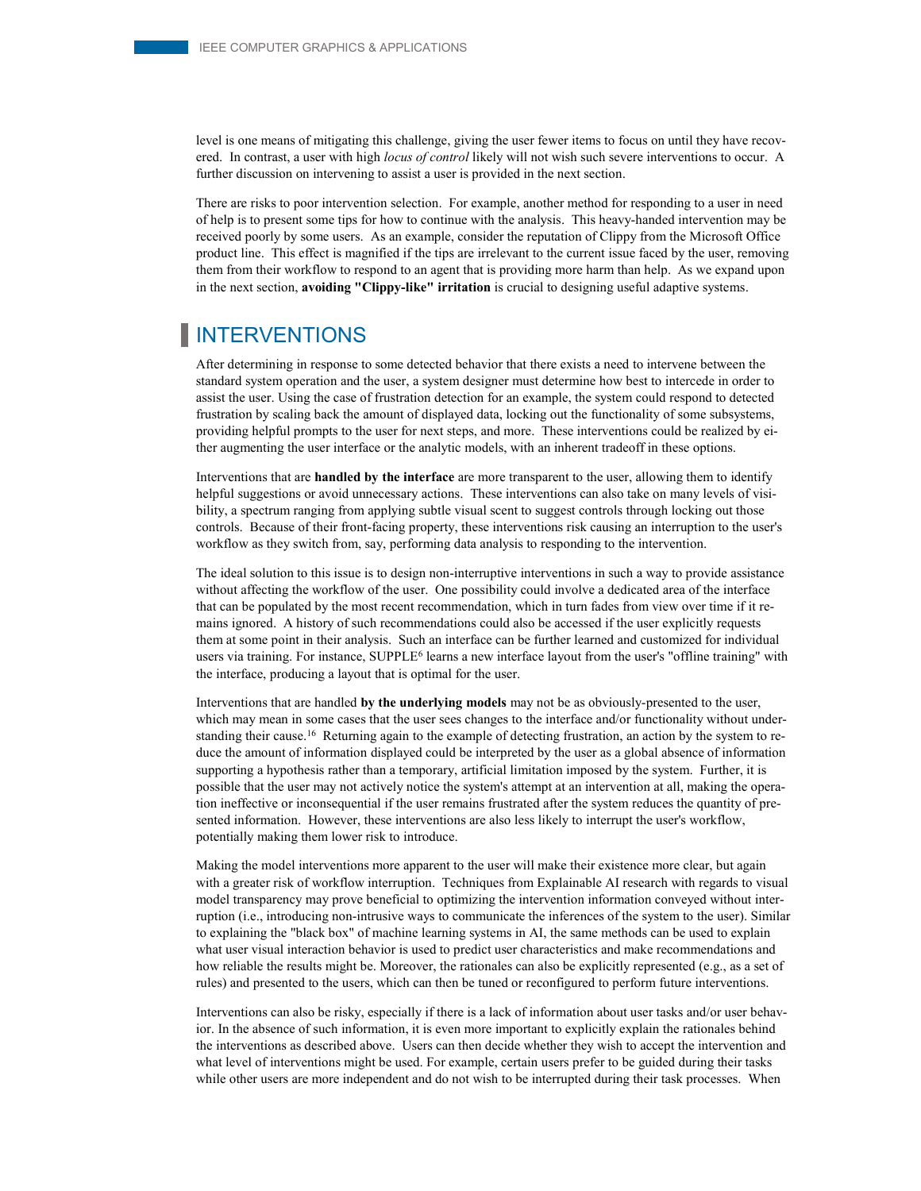level is one means of mitigating this challenge, giving the user fewer items to focus on until they have recovered. In contrast, a user with high *locus of control* likely will not wish such severe interventions to occur. A further discussion on intervening to assist a user is provided in the next section.

There are risks to poor intervention selection. For example, another method for responding to a user in need of help is to present some tips for how to continue with the analysis. This heavy-handed intervention may be received poorly by some users. As an example, consider the reputation of Clippy from the Microsoft Office product line. This effect is magnified if the tips are irrelevant to the current issue faced by the user, removing them from their workflow to respond to an agent that is providing more harm than help. As we expand upon in the next section, **avoiding "Clippy-like" irritation** is crucial to designing useful adaptive systems.

## INTERVENTIONS

After determining in response to some detected behavior that there exists a need to intervene between the standard system operation and the user, a system designer must determine how best to intercede in order to assist the user. Using the case of frustration detection for an example, the system could respond to detected frustration by scaling back the amount of displayed data, locking out the functionality of some subsystems, providing helpful prompts to the user for next steps, and more. These interventions could be realized by either augmenting the user interface or the analytic models, with an inherent tradeoff in these options.

Interventions that are **handled by the interface** are more transparent to the user, allowing them to identify helpful suggestions or avoid unnecessary actions. These interventions can also take on many levels of visibility, a spectrum ranging from applying subtle visual scent to suggest controls through locking out those controls. Because of their front-facing property, these interventions risk causing an interruption to the user's workflow as they switch from, say, performing data analysis to responding to the intervention.

The ideal solution to this issue is to design non-interruptive interventions in such a way to provide assistance without affecting the workflow of the user. One possibility could involve a dedicated area of the interface that can be populated by the most recent recommendation, which in turn fades from view over time if it remains ignored. A history of such recommendations could also be accessed if the user explicitly requests them at some point in their analysis. Such an interface can be further learned and customized for individual users via training. For instance, SUPPLE[6] learns a new interface layout from the user's "offline training" with the interface, producing a layout that is optimal for the user.

Interventions that are handled **by the underlying models** may not be as obviously-presented to the user, which may mean in some cases that the user sees changes to the interface and/or functionality without understanding their cause.[16] Returning again to the example of detecting frustration, an action by the system to reduce the amount of information displayed could be interpreted by the user as a global absence of information supporting a hypothesis rather than a temporary, artificial limitation imposed by the system. Further, it is possible that the user may not actively notice the system's attempt at an intervention at all, making the operation ineffective or inconsequential if the user remains frustrated after the system reduces the quantity of presented information. However, these interventions are also less likely to interrupt the user's workflow, potentially making them lower risk to introduce.

Making the model interventions more apparent to the user will make their existence more clear, but again with a greater risk of workflow interruption. Techniques from Explainable AI research with regards to visual model transparency may prove beneficial to optimizing the intervention information conveyed without interruption (i.e., introducing non-intrusive ways to communicate the inferences of the system to the user). Similar to explaining the "black box" of machine learning systems in AI, the same methods can be used to explain what user visual interaction behavior is used to predict user characteristics and make recommendations and how reliable the results might be. Moreover, the rationales can also be explicitly represented (e.g., as a set of rules) and presented to the users, which can then be tuned or reconfigured to perform future interventions.

Interventions can also be risky, especially if there is a lack of information about user tasks and/or user behavior. In the absence of such information, it is even more important to explicitly explain the rationales behind the interventions as described above. Users can then decide whether they wish to accept the intervention and what level of interventions might be used. For example, certain users prefer to be guided during their tasks while other users are more independent and do not wish to be interrupted during their task processes. When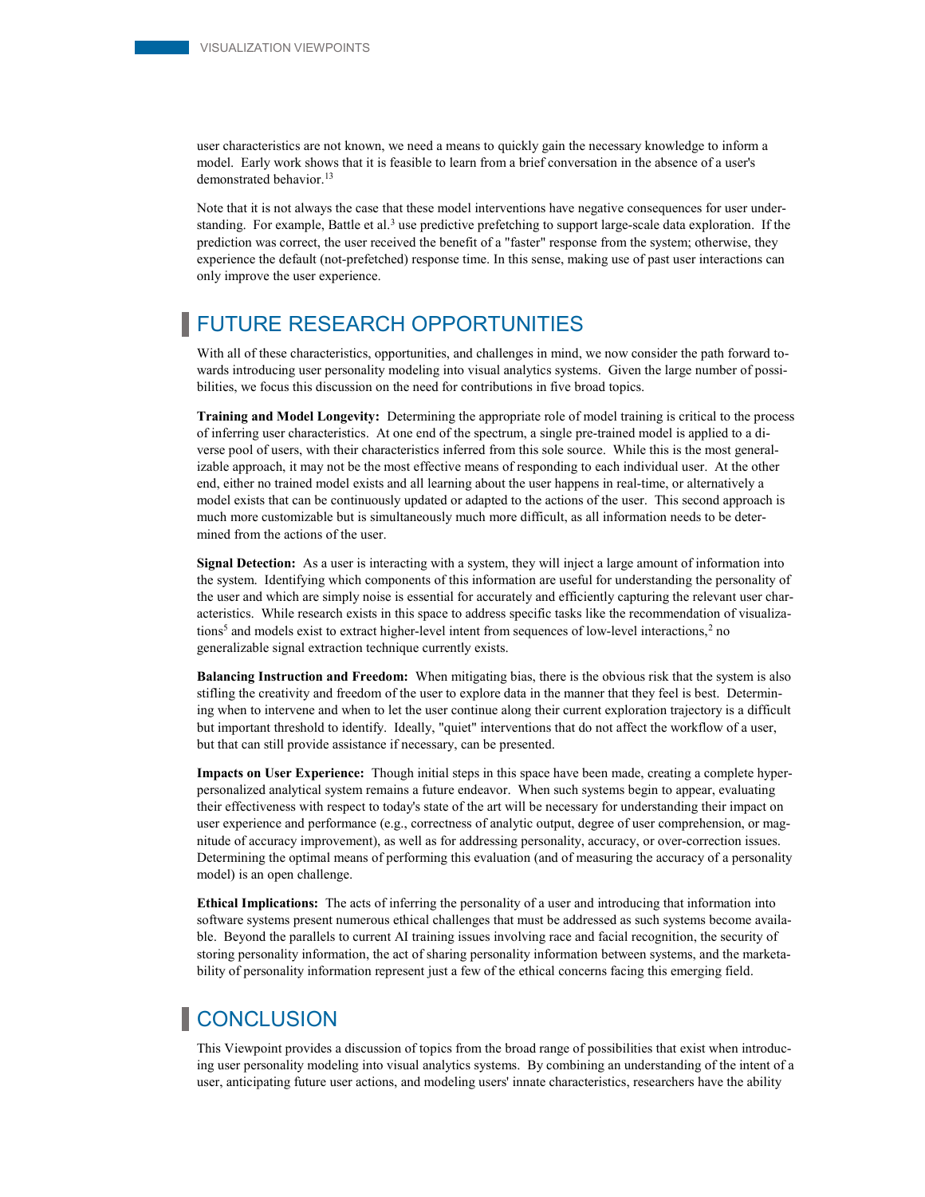user characteristics are not known, we need a means to quickly gain the necessary knowledge to inform a model. Early work shows that it is feasible to learn from a brief conversation in the absence of a user's demonstrated behavior.[13]

Note that it is not always the case that these model interventions have negative consequences for user understanding. For example, Battle et al.[3] use predictive prefetching to support large-scale data exploration. If the prediction was correct, the user received the benefit of a "faster" response from the system; otherwise, they experience the default (not-prefetched) response time. In this sense, making use of past user interactions can only improve the user experience.

## FUTURE RESEARCH OPPORTUNITIES

With all of these characteristics, opportunities, and challenges in mind, we now consider the path forward towards introducing user personality modeling into visual analytics systems. Given the large number of possibilities, we focus this discussion on the need for contributions in five broad topics.

**Training and Model Longevity:** Determining the appropriate role of model training is critical to the process of inferring user characteristics. At one end of the spectrum, a single pre-trained model is applied to a diverse pool of users, with their characteristics inferred from this sole source. While this is the most generalizable approach, it may not be the most effective means of responding to each individual user. At the other end, either no trained model exists and all learning about the user happens in real-time, or alternatively a model exists that can be continuously updated or adapted to the actions of the user. This second approach is much more customizable but is simultaneously much more difficult, as all information needs to be determined from the actions of the user.

**Signal Detection:** As a user is interacting with a system, they will inject a large amount of information into the system. Identifying which components of this information are useful for understanding the personality of the user and which are simply noise is essential for accurately and efficiently capturing the relevant user characteristics. While research exists in this space to address specific tasks like the recommendation of visualizations[5] and models exist to extract higher-level intent from sequences of low-level interactions,[2] no generalizable signal extraction technique currently exists.

**Balancing Instruction and Freedom:** When mitigating bias, there is the obvious risk that the system is also stifling the creativity and freedom of the user to explore data in the manner that they feel is best. Determining when to intervene and when to let the user continue along their current exploration trajectory is a difficult but important threshold to identify. Ideally, "quiet" interventions that do not affect the workflow of a user, but that can still provide assistance if necessary, can be presented.

**Impacts on User Experience:** Though initial steps in this space have been made, creating a complete hyper-personalized analytical system remains a future endeavor. When such systems begin to appear, evaluating their effectiveness with respect to today's state of the art will be necessary for understanding their impact on user experience and performance (e.g., correctness of analytic output, degree of user comprehension, or magnitude of accuracy improvement), as well as for addressing personality, accuracy, or over-correction issues. Determining the optimal means of performing this evaluation (and of measuring the accuracy of a personality model) is an open challenge.

**Ethical Implications:** The acts of inferring the personality of a user and introducing that information into software systems present numerous ethical challenges that must be addressed as such systems become available. Beyond the parallels to current AI training issues involving race and facial recognition, the security of storing personality information, the act of sharing personality information between systems, and the marketability of personality information represent just a few of the ethical concerns facing this emerging field.

## CONCLUSION

This Viewpoint provides a discussion of topics from the broad range of possibilities that exist when introducing user personality modeling into visual analytics systems. By combining an understanding of the intent of a user, anticipating future user actions, and modeling users' innate characteristics, researchers have the ability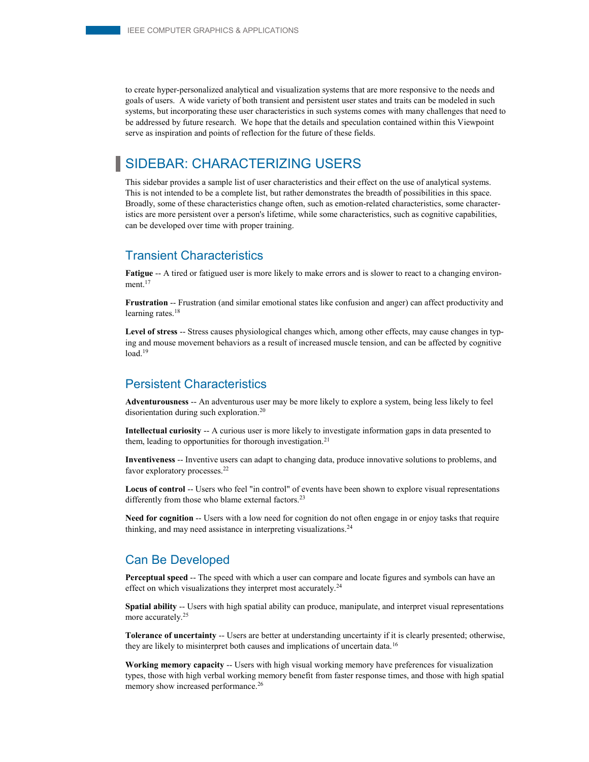to create hyper-personalized analytical and visualization systems that are more responsive to the needs and goals of users. A wide variety of both transient and persistent user states and traits can be modeled in such systems, but incorporating these user characteristics in such systems comes with many challenges that need to be addressed by future research. We hope that the details and speculation contained within this Viewpoint serve as inspiration and points of reflection for the future of these fields.

## SIDEBAR: CHARACTERIZING USERS

This sidebar provides a sample list of user characteristics and their effect on the use of analytical systems. This is not intended to be a complete list, but rather demonstrates the breadth of possibilities in this space. Broadly, some of these characteristics change often, such as emotion-related characteristics, some characteristics are more persistent over a person's lifetime, while some characteristics, such as cognitive capabilities, can be developed over time with proper training.

### Transient Characteristics

**Fatigue** -- A tired or fatigued user is more likely to make errors and is slower to react to a changing environment.[17]

**Frustration** -- Frustration (and similar emotional states like confusion and anger) can affect productivity and learning rates.[18]

**Level of stress** -- Stress causes physiological changes which, among other effects, may cause changes in typing and mouse movement behaviors as a result of increased muscle tension, and can be affected by cognitive load.[19]

### Persistent Characteristics

**Adventurousness** -- An adventurous user may be more likely to explore a system, being less likely to feel disorientation during such exploration.[20]

**Intellectual curiosity** -- A curious user is more likely to investigate information gaps in data presented to them, leading to opportunities for thorough investigation.[21]

**Inventiveness** -- Inventive users can adapt to changing data, produce innovative solutions to problems, and favor exploratory processes.[22]

**Locus of control** -- Users who feel "in control" of events have been shown to explore visual representations differently from those who blame external factors.[23]

**Need for cognition** -- Users with a low need for cognition do not often engage in or enjoy tasks that require thinking, and may need assistance in interpreting visualizations.[24]

### Can Be Developed

**Perceptual speed** -- The speed with which a user can compare and locate figures and symbols can have an effect on which visualizations they interpret most accurately.[24]

**Spatial ability** -- Users with high spatial ability can produce, manipulate, and interpret visual representations more accurately.[25]

**Tolerance of uncertainty** -- Users are better at understanding uncertainty if it is clearly presented; otherwise, they are likely to misinterpret both causes and implications of uncertain data.[16]

**Working memory capacity** -- Users with high visual working memory have preferences for visualization types, those with high verbal working memory benefit from faster response times, and those with high spatial memory show increased performance.[26]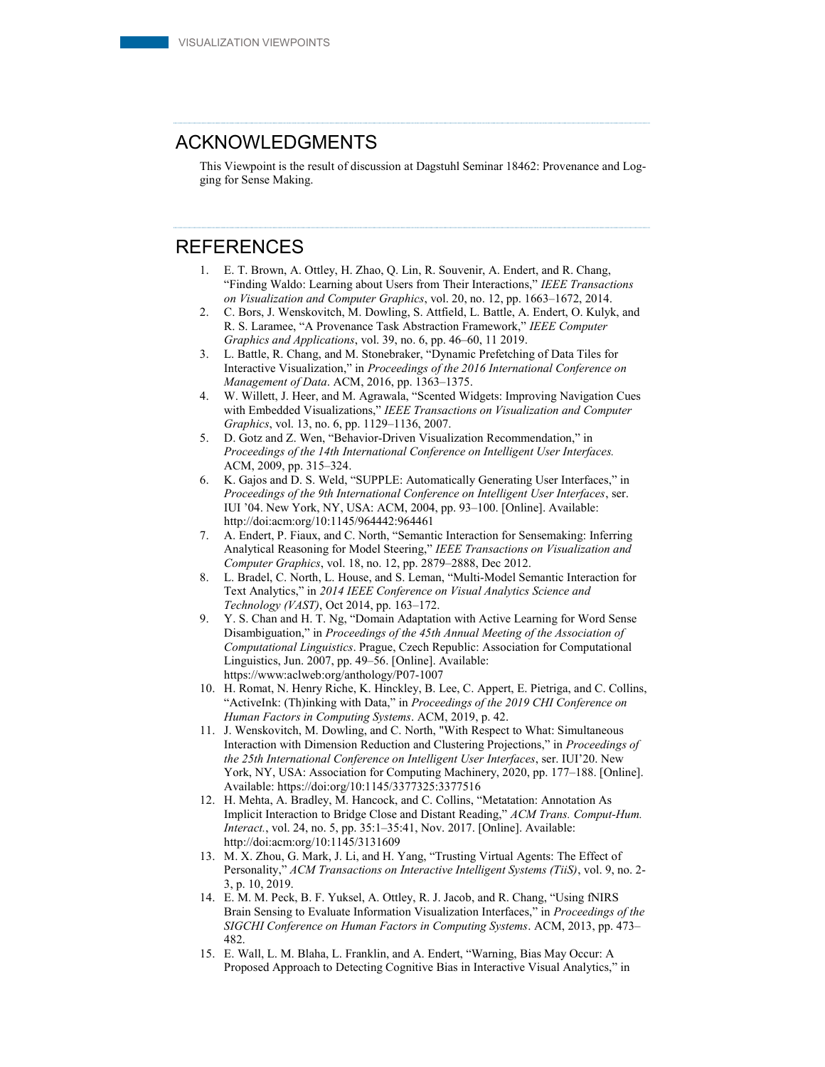## ACKNOWLEDGMENTS

This Viewpoint is the result of discussion at Dagstuhl Seminar 18462: Provenance and Logging for Sense Making.

## REFERENCES

1. E. T. Brown, A. Ottley, H. Zhao, Q. Lin, R. Souvenir, A. Endert, and R. Chang, "Finding Waldo: Learning about Users from Their Interactions," *IEEE Transactions on Visualization and Computer Graphics*, vol. 20, no. 12, pp. 1663–1672, 2014.
2. C. Bors, J. Wenskovitch, M. Dowling, S. Attfield, L. Battle, A. Endert, O. Kulyk, and R. S. Laramee, "A Provenance Task Abstraction Framework," *IEEE Computer Graphics and Applications*, vol. 39, no. 6, pp. 46–60, 11 2019.
3. L. Battle, R. Chang, and M. Stonebraker, "Dynamic Prefetching of Data Tiles for Interactive Visualization," in *Proceedings of the 2016 International Conference on Management of Data*. ACM, 2016, pp. 1363–1375.
4. W. Willett, J. Heer, and M. Agrawala, "Scented Widgets: Improving Navigation Cues with Embedded Visualizations," *IEEE Transactions on Visualization and Computer Graphics*, vol. 13, no. 6, pp. 1129–1136, 2007.
5. D. Gotz and Z. Wen, "Behavior-Driven Visualization Recommendation," in *Proceedings of the 14th International Conference on Intelligent User Interfaces.* ACM, 2009, pp. 315–324.
6. K. Gajos and D. S. Weld, "SUPPLE: Automatically Generating User Interfaces," in *Proceedings of the 9th International Conference on Intelligent User Interfaces*, ser. IUI '04. New York, NY, USA: ACM, 2004, pp. 93–100. [Online]. Available: http://doi:acm:org/10:1145/964442:964461
7. A. Endert, P. Fiaux, and C. North, "Semantic Interaction for Sensemaking: Inferring Analytical Reasoning for Model Steering," *IEEE Transactions on Visualization and Computer Graphics*, vol. 18, no. 12, pp. 2879–2888, Dec 2012.
8. L. Bradel, C. North, L. House, and S. Leman, "Multi-Model Semantic Interaction for Text Analytics," in *2014 IEEE Conference on Visual Analytics Science and Technology (VAST)*, Oct 2014, pp. 163–172.
9. Y. S. Chan and H. T. Ng, "Domain Adaptation with Active Learning for Word Sense Disambiguation," in *Proceedings of the 45th Annual Meeting of the Association of Computational Linguistics*. Prague, Czech Republic: Association for Computational Linguistics, Jun. 2007, pp. 49–56. [Online]. Available: https://www:aclweb:org/anthology/P07-1007
10. H. Romat, N. Henry Riche, K. Hinckley, B. Lee, C. Appert, E. Pietriga, and C. Collins, "ActiveInk: (Th)inking with Data," in *Proceedings of the 2019 CHI Conference on Human Factors in Computing Systems*. ACM, 2019, p. 42.
11. J. Wenskovitch, M. Dowling, and C. North, "With Respect to What: Simultaneous Interaction with Dimension Reduction and Clustering Projections," in *Proceedings of the 25th International Conference on Intelligent User Interfaces*, ser. IUI'20. New York, NY, USA: Association for Computing Machinery, 2020, pp. 177–188. [Online]. Available: https://doi:org/10:1145/3377325:3377516
12. H. Mehta, A. Bradley, M. Hancock, and C. Collins, "Metatation: Annotation As Implicit Interaction to Bridge Close and Distant Reading," *ACM Trans. Comput-Hum. Interact.*, vol. 24, no. 5, pp. 35:1–35:41, Nov. 2017. [Online]. Available: http://doi:acm:org/10:1145/3131609
13. M. X. Zhou, G. Mark, J. Li, and H. Yang, "Trusting Virtual Agents: The Effect of Personality," *ACM Transactions on Interactive Intelligent Systems (TiiS)*, vol. 9, no. 2-3, p. 10, 2019.
14. E. M. M. Peck, B. F. Yuksel, A. Ottley, R. J. Jacob, and R. Chang, "Using fNIRS Brain Sensing to Evaluate Information Visualization Interfaces," in *Proceedings of the SIGCHI Conference on Human Factors in Computing Systems*. ACM, 2013, pp. 473–482.
15. E. Wall, L. M. Blaha, L. Franklin, and A. Endert, "Warning, Bias May Occur: A Proposed Approach to Detecting Cognitive Bias in Interactive Visual Analytics," in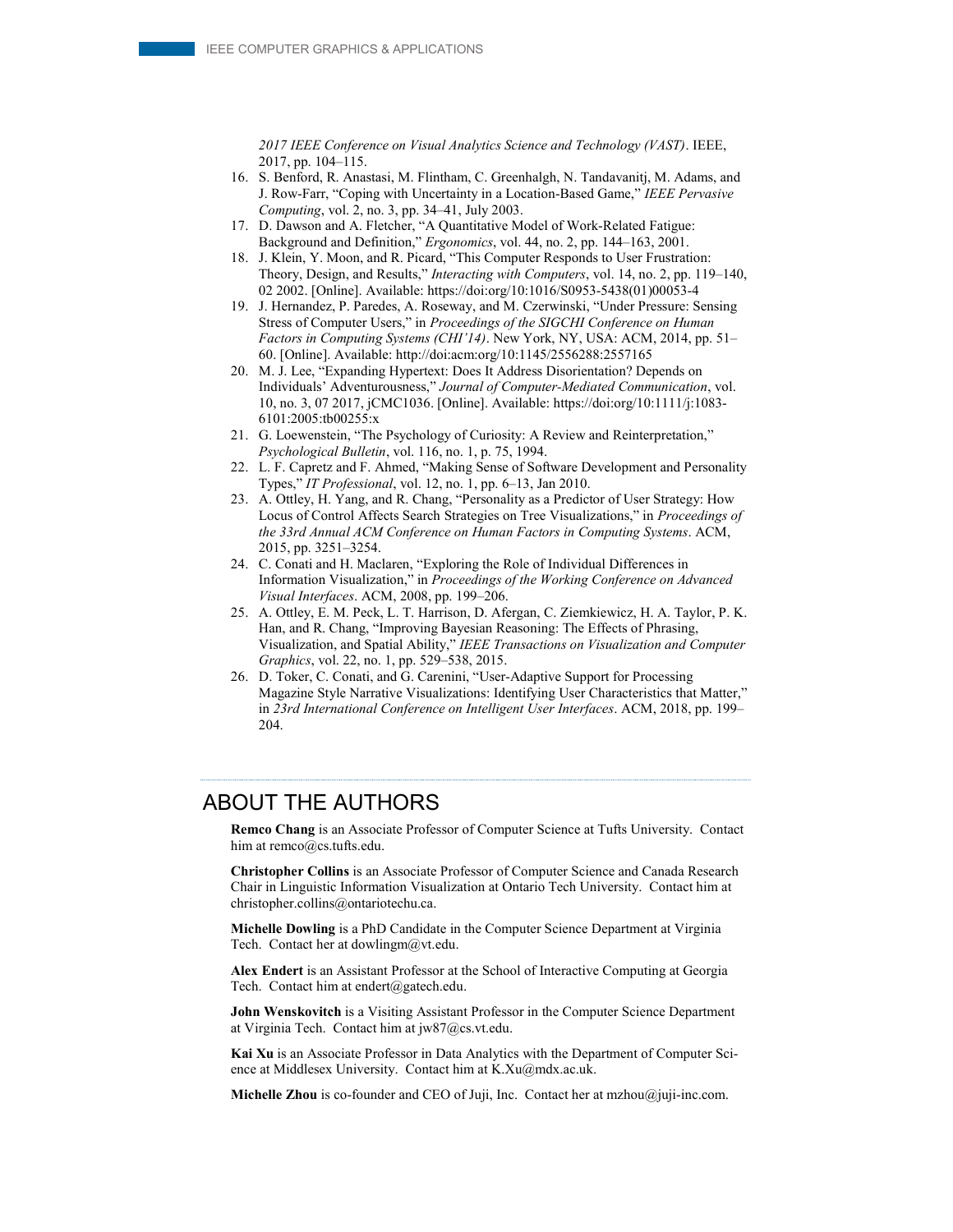2017 IEEE Conference on Visual Analytics Science and Technology (VAST)*. IEEE, 2017, pp. 104–115.

16. S. Benford, R. Anastasi, M. Flintham, C. Greenhalgh, N. Tandavanitj, M. Adams, and J. Row-Farr, "Coping with Uncertainty in a Location-Based Game," *IEEE Pervasive Computing*, vol. 2, no. 3, pp. 34–41, July 2003.
17. D. Dawson and A. Fletcher, "A Quantitative Model of Work-Related Fatigue: Background and Definition," *Ergonomics*, vol. 44, no. 2, pp. 144–163, 2001.
18. J. Klein, Y. Moon, and R. Picard, "This Computer Responds to User Frustration: Theory, Design, and Results," *Interacting with Computers*, vol. 14, no. 2, pp. 119–140, 02 2002. [Online]. Available: https://doi:org/10:1016/S0953-5438(01)00053-4
19. J. Hernandez, P. Paredes, A. Roseway, and M. Czerwinski, "Under Pressure: Sensing Stress of Computer Users," in *Proceedings of the SIGCHI Conference on Human Factors in Computing Systems (CHI'14)*. New York, NY, USA: ACM, 2014, pp. 51–60. [Online]. Available: http://doi:acm:org/10:1145/2556288:2557165
20. M. J. Lee, "Expanding Hypertext: Does It Address Disorientation? Depends on Individuals' Adventurousness," *Journal of Computer-Mediated Communication*, vol. 10, no. 3, 07 2017, jCMC1036. [Online]. Available: https://doi:org/10:1111/j:1083-6101:2005:tb00255:x
21. G. Loewenstein, "The Psychology of Curiosity: A Review and Reinterpretation," *Psychological Bulletin*, vol. 116, no. 1, p. 75, 1994.
22. L. F. Capretz and F. Ahmed, "Making Sense of Software Development and Personality Types," *IT Professional*, vol. 12, no. 1, pp. 6–13, Jan 2010.
23. A. Ottley, H. Yang, and R. Chang, "Personality as a Predictor of User Strategy: How Locus of Control Affects Search Strategies on Tree Visualizations," in *Proceedings of the 33rd Annual ACM Conference on Human Factors in Computing Systems*. ACM, 2015, pp. 3251–3254.
24. C. Conati and H. Maclaren, "Exploring the Role of Individual Differences in Information Visualization," in *Proceedings of the Working Conference on Advanced Visual Interfaces*. ACM, 2008, pp. 199–206.
25. A. Ottley, E. M. Peck, L. T. Harrison, D. Afergan, C. Ziemkiewicz, H. A. Taylor, P. K. Han, and R. Chang, "Improving Bayesian Reasoning: The Effects of Phrasing, Visualization, and Spatial Ability," *IEEE Transactions on Visualization and Computer Graphics*, vol. 22, no. 1, pp. 529–538, 2015.
26. D. Toker, C. Conati, and G. Carenini, "User-Adaptive Support for Processing Magazine Style Narrative Visualizations: Identifying User Characteristics that Matter," in *23rd International Conference on Intelligent User Interfaces*. ACM, 2018, pp. 199–204.

# ABOUT THE AUTHORS

**Remco Chang** is an Associate Professor of Computer Science at Tufts University. Contact him at remco@cs.tufts.edu.

**Christopher Collins** is an Associate Professor of Computer Science and Canada Research Chair in Linguistic Information Visualization at Ontario Tech University. Contact him at christopher.collins@ontariotechu.ca.

**Michelle Dowling** is a PhD Candidate in the Computer Science Department at Virginia Tech. Contact her at dowlingm@vt.edu.

**Alex Endert** is an Assistant Professor at the School of Interactive Computing at Georgia Tech. Contact him at endert@gatech.edu.

**John Wenskovitch** is a Visiting Assistant Professor in the Computer Science Department at Virginia Tech. Contact him at jw87@cs.vt.edu.

**Kai Xu** is an Associate Professor in Data Analytics with the Department of Computer Science at Middlesex University. Contact him at K.Xu@mdx.ac.uk.

**Michelle Zhou** is co-founder and CEO of Juji, Inc. Contact her at mzhou@juji-inc.com.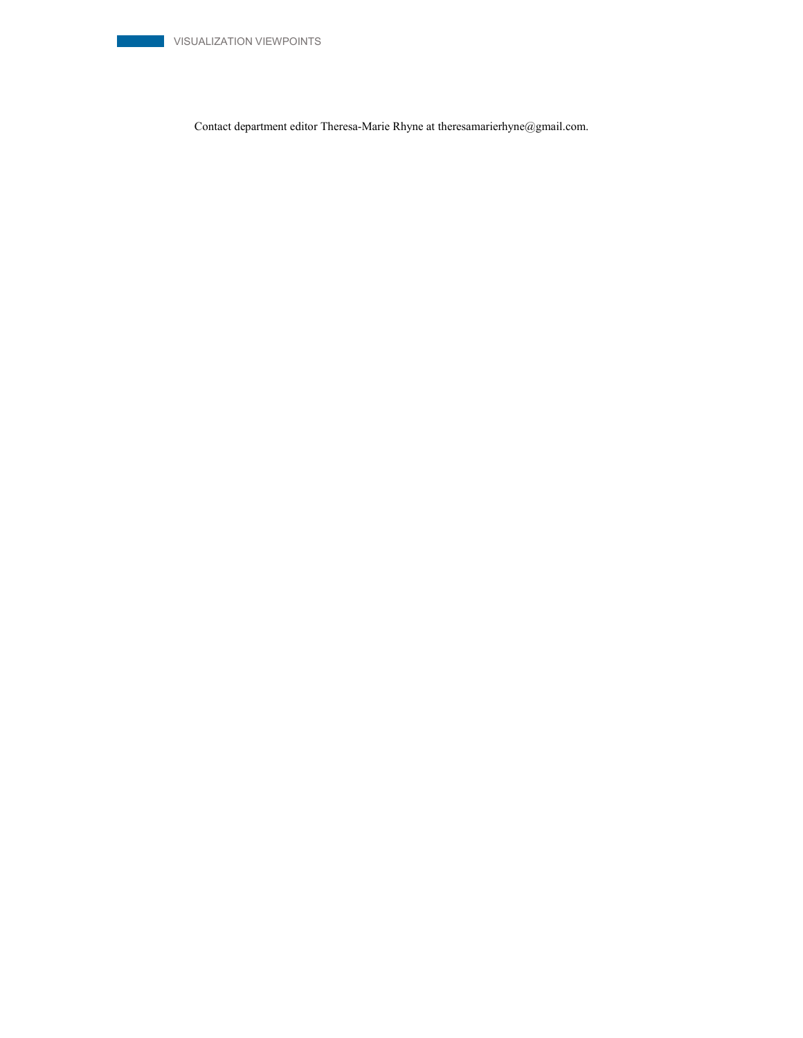Contact department editor Theresa-Marie Rhyne at theresamarierhyne@gmail.com.